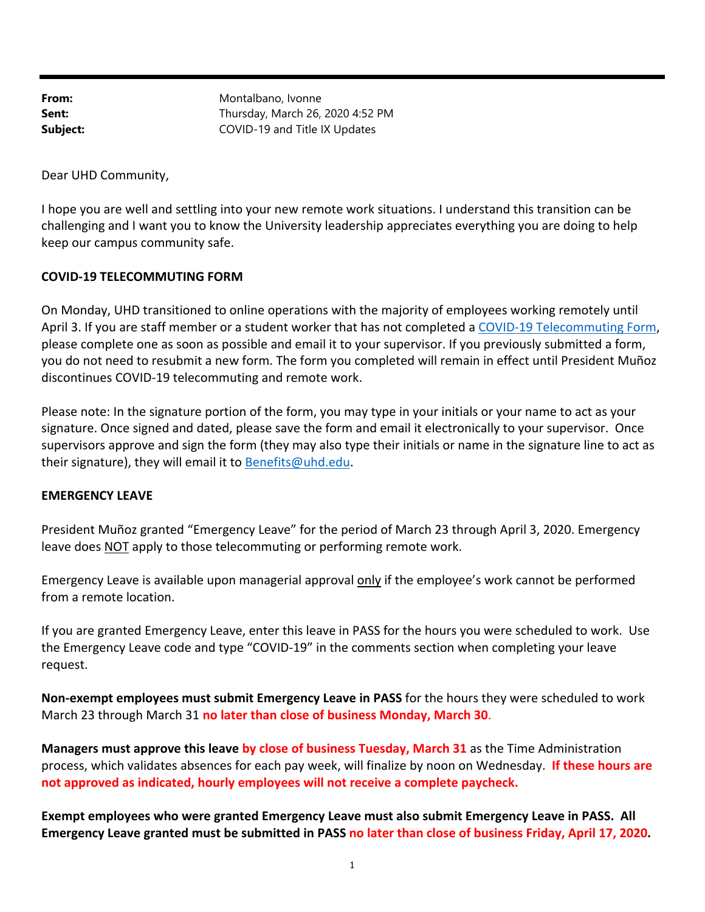**From:** Montalbano, Ivonne
**Sent:** Thursday, March 26, 2020 4:52 PM
**Subject:** COVID-19 and Title IX Updates

Dear UHD Community,

I hope you are well and settling into your new remote work situations. I understand this transition can be challenging and I want you to know the University leadership appreciates everything you are doing to help keep our campus community safe.

**COVID-19 TELECOMMUTING FORM**

On Monday, UHD transitioned to online operations with the majority of employees working remotely until April 3. If you are staff member or a student worker that has not completed a COVID-19 Telecommuting Form, please complete one as soon as possible and email it to your supervisor. If you previously submitted a form, you do not need to resubmit a new form. The form you completed will remain in effect until President Muñoz discontinues COVID-19 telecommuting and remote work.

Please note: In the signature portion of the form, you may type in your initials or your name to act as your signature. Once signed and dated, please save the form and email it electronically to your supervisor. Once supervisors approve and sign the form (they may also type their initials or name in the signature line to act as their signature), they will email it to Benefits@uhd.edu.

**EMERGENCY LEAVE**

President Muñoz granted "Emergency Leave" for the period of March 23 through April 3, 2020. Emergency leave does NOT apply to those telecommuting or performing remote work.

Emergency Leave is available upon managerial approval only if the employee's work cannot be performed from a remote location.

If you are granted Emergency Leave, enter this leave in PASS for the hours you were scheduled to work. Use the Emergency Leave code and type "COVID-19" in the comments section when completing your leave request.

**Non-exempt employees must submit Emergency Leave in PASS** for the hours they were scheduled to work March 23 through March 31 **no later than close of business Monday, March 30**.

**Managers must approve this leave by close of business Tuesday, March 31** as the Time Administration process, which validates absences for each pay week, will finalize by noon on Wednesday. **If these hours are not approved as indicated, hourly employees will not receive a complete paycheck.**

**Exempt employees who were granted Emergency Leave must also submit Emergency Leave in PASS. All Emergency Leave granted must be submitted in PASS no later than close of business Friday, April 17, 2020.**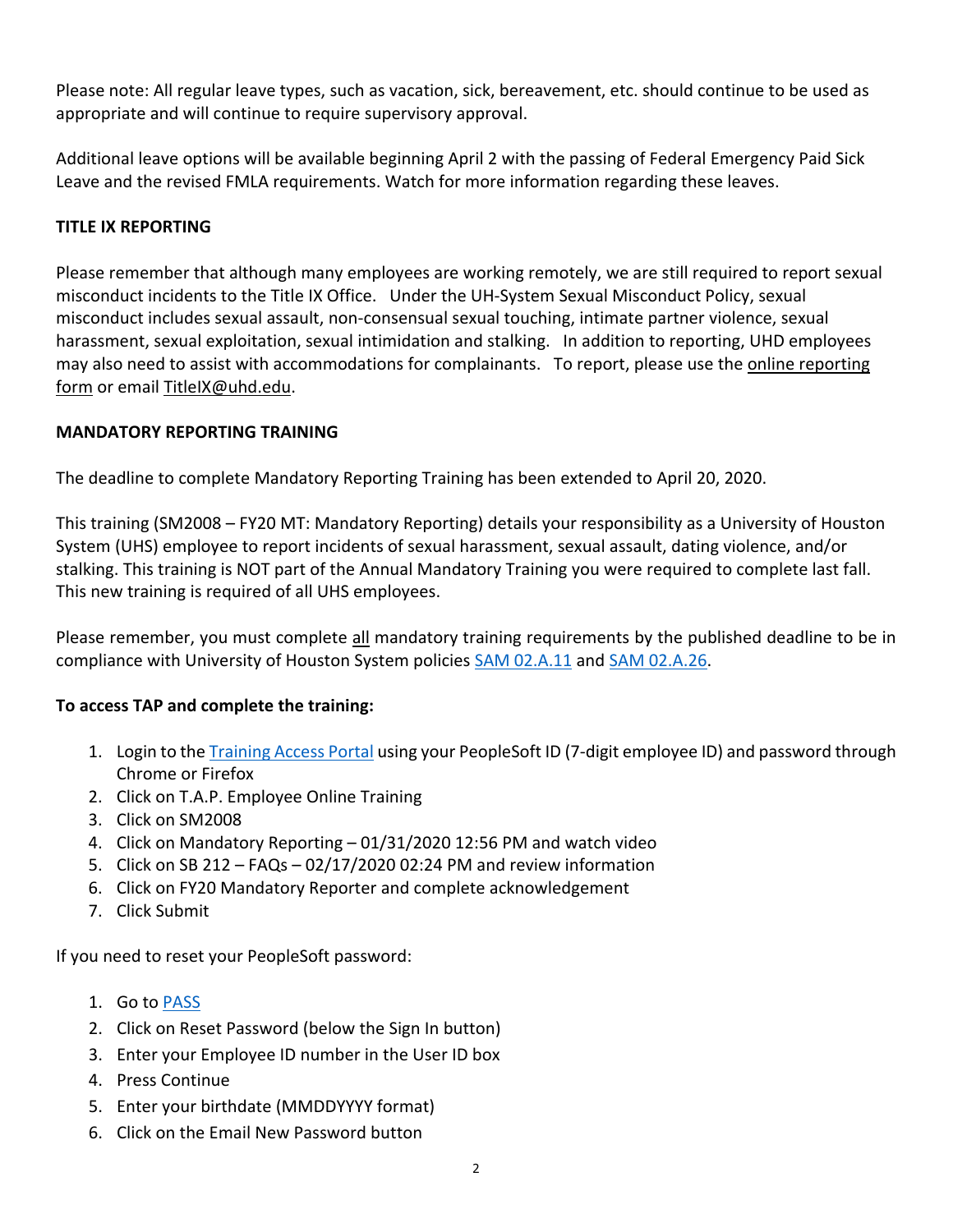Please note: All regular leave types, such as vacation, sick, bereavement, etc. should continue to be used as appropriate and will continue to require supervisory approval.

Additional leave options will be available beginning April 2 with the passing of Federal Emergency Paid Sick Leave and the revised FMLA requirements. Watch for more information regarding these leaves.

**TITLE IX REPORTING**

Please remember that although many employees are working remotely, we are still required to report sexual misconduct incidents to the Title IX Office. Under the UH-System Sexual Misconduct Policy, sexual misconduct includes sexual assault, non-consensual sexual touching, intimate partner violence, sexual harassment, sexual exploitation, sexual intimidation and stalking. In addition to reporting, UHD employees may also need to assist with accommodations for complainants. To report, please use the online reporting form or email TitleIX@uhd.edu.

**MANDATORY REPORTING TRAINING**

The deadline to complete Mandatory Reporting Training has been extended to April 20, 2020.

This training (SM2008 – FY20 MT: Mandatory Reporting) details your responsibility as a University of Houston System (UHS) employee to report incidents of sexual harassment, sexual assault, dating violence, and/or stalking. This training is NOT part of the Annual Mandatory Training you were required to complete last fall. This new training is required of all UHS employees.

Please remember, you must complete all mandatory training requirements by the published deadline to be in compliance with University of Houston System policies SAM 02.A.11 and SAM 02.A.26.

**To access TAP and complete the training:**

1. Login to the Training Access Portal using your PeopleSoft ID (7-digit employee ID) and password through Chrome or Firefox
2. Click on T.A.P. Employee Online Training
3. Click on SM2008
4. Click on Mandatory Reporting – 01/31/2020 12:56 PM and watch video
5. Click on SB 212 – FAQs – 02/17/2020 02:24 PM and review information
6. Click on FY20 Mandatory Reporter and complete acknowledgement
7. Click Submit

If you need to reset your PeopleSoft password:

1. Go to PASS
2. Click on Reset Password (below the Sign In button)
3. Enter your Employee ID number in the User ID box
4. Press Continue
5. Enter your birthdate (MMDDYYYY format)
6. Click on the Email New Password button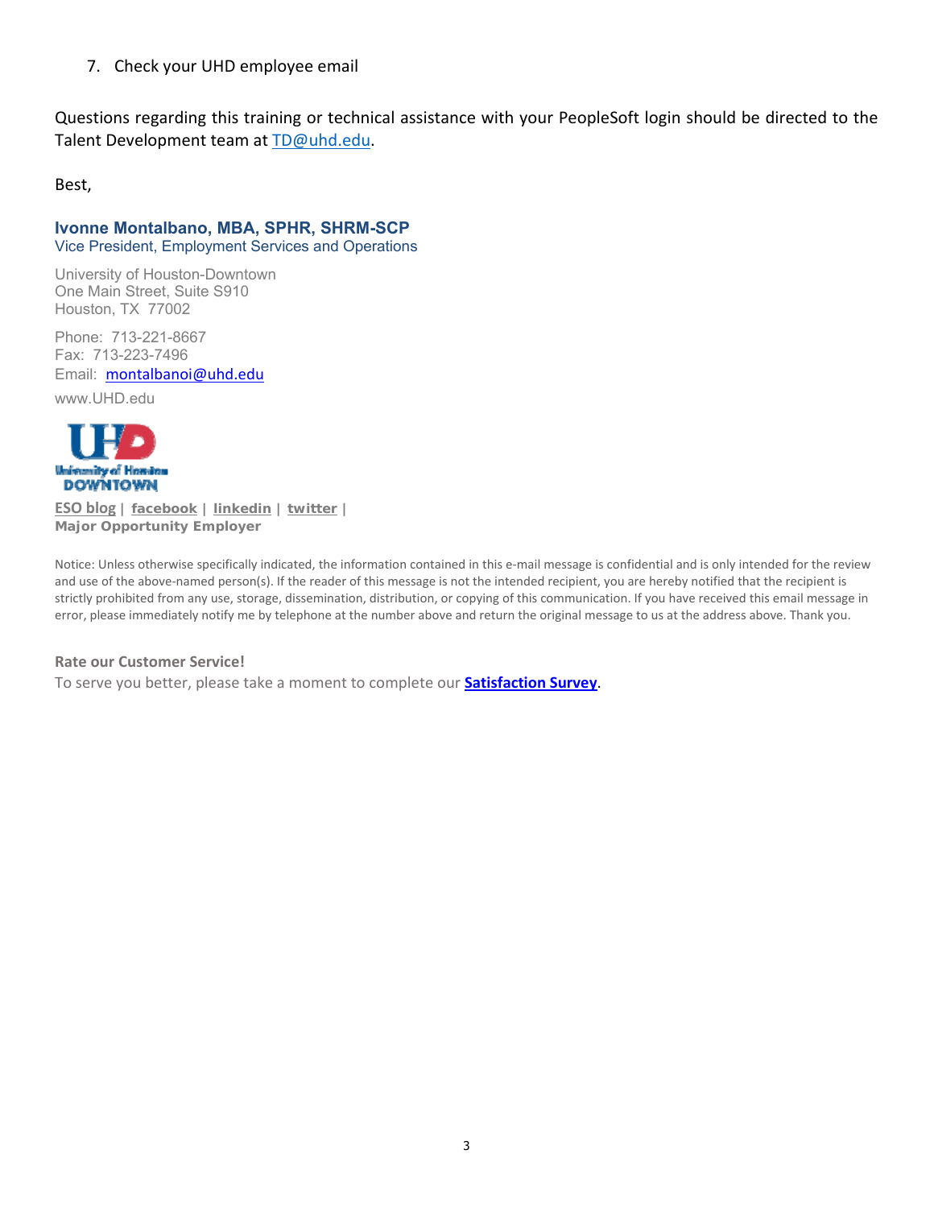7. Check your UHD employee email

Questions regarding this training or technical assistance with your PeopleSoft login should be directed to the Talent Development team at TD@uhd.edu.

Best,

**Ivonne Montalbano, MBA, SPHR, SHRM-SCP**
Vice President, Employment Services and Operations

University of Houston-Downtown
One Main Street, Suite S910
Houston, TX 77002

Phone: 713-221-8667
Fax: 713-223-7496
Email: montalbanoi@uhd.edu

www.UHD.edu

**ESO blog** | **facebook** | **linkedin** | **twitter** |
**Major Opportunity Employer**

Notice: Unless otherwise specifically indicated, the information contained in this e-mail message is confidential and is only intended for the review and use of the above-named person(s). If the reader of this message is not the intended recipient, you are hereby notified that the recipient is strictly prohibited from any use, storage, dissemination, distribution, or copying of this communication. If you have received this email message in error, please immediately notify me by telephone at the number above and return the original message to us at the address above. Thank you.

**Rate our Customer Service!**
To serve you better, please take a moment to complete our **Satisfaction Survey**.